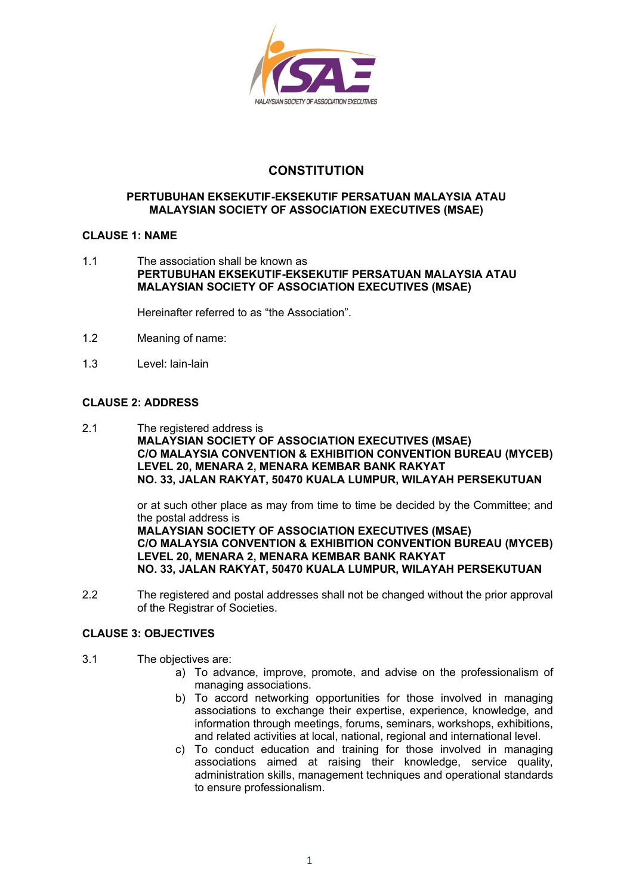# CONSTITUTION

## PERTUBUHAN EKSEKUTIF-EKSEKUTIF PERSATUAN MALAYSIA ATAU MALAYSIAN SOCIETY OF ASSOCIATION EXECUTIVES (MSAE)

### CLAUSE 1: NAME

1.1 The association shall be known as
**PERTUBUHAN EKSEKUTIF-EKSEKUTIF PERSATUAN MALAYSIA ATAU MALAYSIAN SOCIETY OF ASSOCIATION EXECUTIVES (MSAE)**

Hereinafter referred to as "the Association".

1.2 Meaning of name:

1.3 Level: lain-lain

### CLAUSE 2: ADDRESS

2.1 The registered address is
**MALAYSIAN SOCIETY OF ASSOCIATION EXECUTIVES (MSAE)**
**C/O MALAYSIA CONVENTION & EXHIBITION CONVENTION BUREAU (MYCEB)**
**LEVEL 20, MENARA 2, MENARA KEMBAR BANK RAKYAT**
**NO. 33, JALAN RAKYAT, 50470 KUALA LUMPUR, WILAYAH PERSEKUTUAN**

or at such other place as may from time to time be decided by the Committee; and the postal address is
**MALAYSIAN SOCIETY OF ASSOCIATION EXECUTIVES (MSAE)**
**C/O MALAYSIA CONVENTION & EXHIBITION CONVENTION BUREAU (MYCEB)**
**LEVEL 20, MENARA 2, MENARA KEMBAR BANK RAKYAT**
**NO. 33, JALAN RAKYAT, 50470 KUALA LUMPUR, WILAYAH PERSEKUTUAN**

2.2 The registered and postal addresses shall not be changed without the prior approval of the Registrar of Societies.

### CLAUSE 3: OBJECTIVES

3.1 The objectives are:

a) To advance, improve, promote, and advise on the professionalism of managing associations.
b) To accord networking opportunities for those involved in managing associations to exchange their expertise, experience, knowledge, and information through meetings, forums, seminars, workshops, exhibitions, and related activities at local, national, regional and international level.
c) To conduct education and training for those involved in managing associations aimed at raising their knowledge, service quality, administration skills, management techniques and operational standards to ensure professionalism.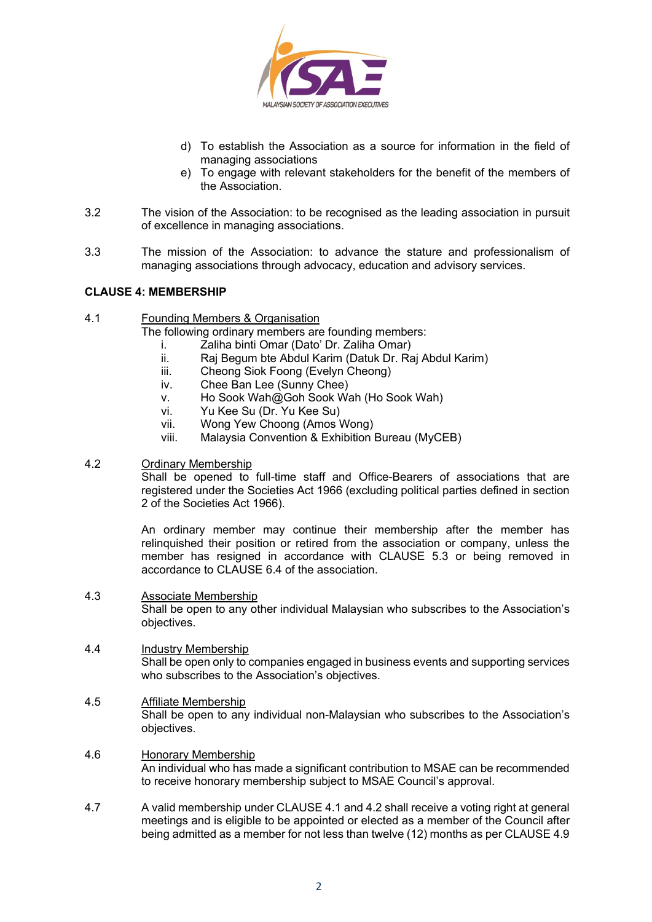d) To establish the Association as a source for information in the field of managing associations
e) To engage with relevant stakeholders for the benefit of the members of the Association.

3.2 The vision of the Association: to be recognised as the leading association in pursuit of excellence in managing associations.

3.3 The mission of the Association: to advance the stature and professionalism of managing associations through advocacy, education and advisory services.

**CLAUSE 4: MEMBERSHIP**

4.1 Founding Members & Organisation

The following ordinary members are founding members:

i. Zaliha binti Omar (Dato' Dr. Zaliha Omar)
ii. Raj Begum bte Abdul Karim (Datuk Dr. Raj Abdul Karim)
iii. Cheong Siok Foong (Evelyn Cheong)
iv. Chee Ban Lee (Sunny Chee)
v. Ho Sook Wah@Goh Sook Wah (Ho Sook Wah)
vi. Yu Kee Su (Dr. Yu Kee Su)
vii. Wong Yew Choong (Amos Wong)
viii. Malaysia Convention & Exhibition Bureau (MyCEB)

4.2 Ordinary Membership

Shall be opened to full-time staff and Office-Bearers of associations that are registered under the Societies Act 1966 (excluding political parties defined in section 2 of the Societies Act 1966).

An ordinary member may continue their membership after the member has relinquished their position or retired from the association or company, unless the member has resigned in accordance with CLAUSE 5.3 or being removed in accordance to CLAUSE 6.4 of the association.

4.3 Associate Membership

Shall be open to any other individual Malaysian who subscribes to the Association's objectives.

4.4 Industry Membership

Shall be open only to companies engaged in business events and supporting services who subscribes to the Association's objectives.

4.5 Affiliate Membership

Shall be open to any individual non-Malaysian who subscribes to the Association's objectives.

4.6 Honorary Membership

An individual who has made a significant contribution to MSAE can be recommended to receive honorary membership subject to MSAE Council's approval.

4.7 A valid membership under CLAUSE 4.1 and 4.2 shall receive a voting right at general meetings and is eligible to be appointed or elected as a member of the Council after being admitted as a member for not less than twelve (12) months as per CLAUSE 4.9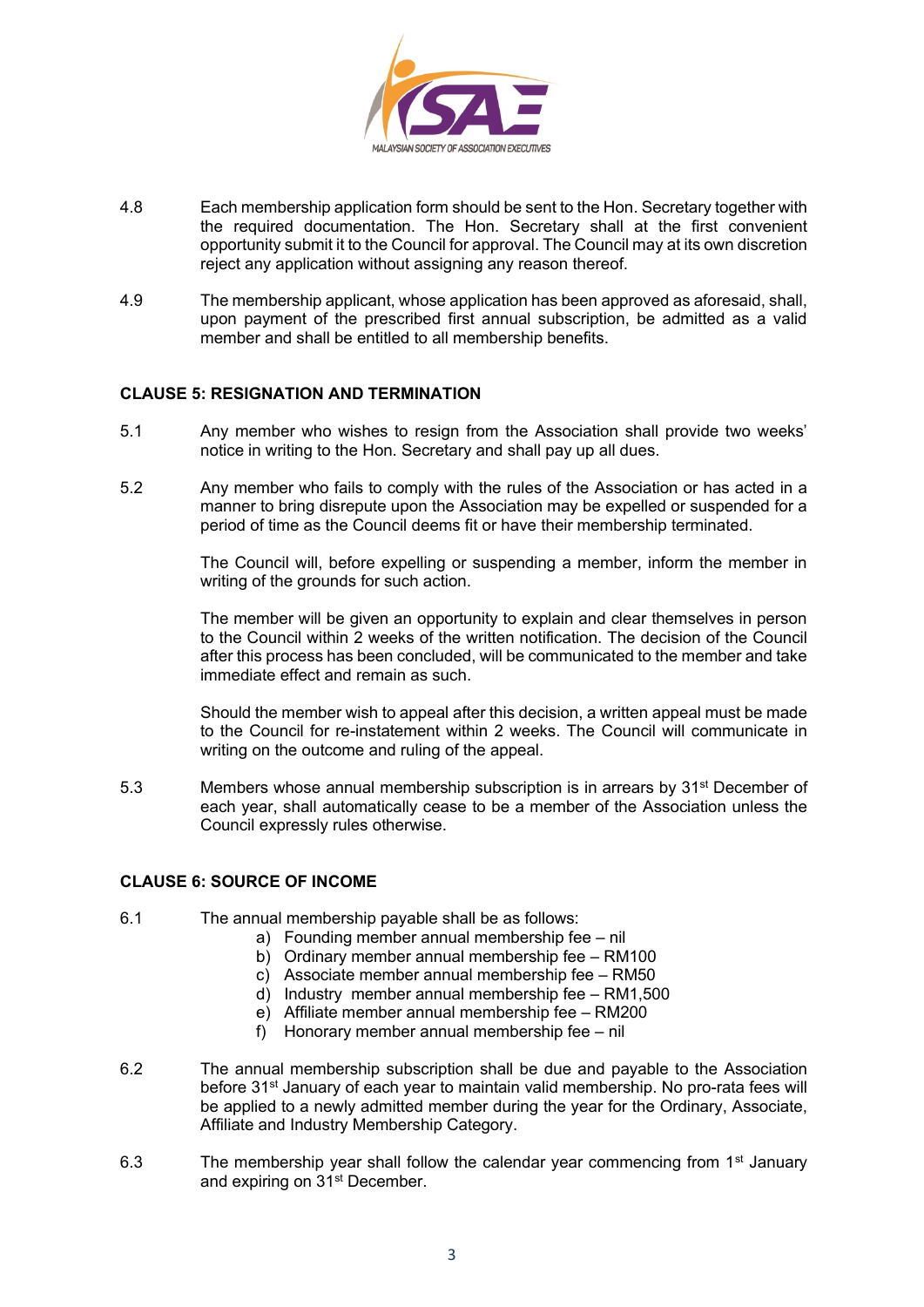4.8 Each membership application form should be sent to the Hon. Secretary together with the required documentation. The Hon. Secretary shall at the first convenient opportunity submit it to the Council for approval. The Council may at its own discretion reject any application without assigning any reason thereof.

4.9 The membership applicant, whose application has been approved as aforesaid, shall, upon payment of the prescribed first annual subscription, be admitted as a valid member and shall be entitled to all membership benefits.

## CLAUSE 5: RESIGNATION AND TERMINATION

5.1 Any member who wishes to resign from the Association shall provide two weeks' notice in writing to the Hon. Secretary and shall pay up all dues.

5.2 Any member who fails to comply with the rules of the Association or has acted in a manner to bring disrepute upon the Association may be expelled or suspended for a period of time as the Council deems fit or have their membership terminated.

The Council will, before expelling or suspending a member, inform the member in writing of the grounds for such action.

The member will be given an opportunity to explain and clear themselves in person to the Council within 2 weeks of the written notification. The decision of the Council after this process has been concluded, will be communicated to the member and take immediate effect and remain as such.

Should the member wish to appeal after this decision, a written appeal must be made to the Council for re-instatement within 2 weeks. The Council will communicate in writing on the outcome and ruling of the appeal.

5.3 Members whose annual membership subscription is in arrears by 31st December of each year, shall automatically cease to be a member of the Association unless the Council expressly rules otherwise.

## CLAUSE 6: SOURCE OF INCOME

6.1 The annual membership payable shall be as follows:

a) Founding member annual membership fee – nil
b) Ordinary member annual membership fee – RM100
c) Associate member annual membership fee – RM50
d) Industry member annual membership fee – RM1,500
e) Affiliate member annual membership fee – RM200
f) Honorary member annual membership fee – nil

6.2 The annual membership subscription shall be due and payable to the Association before 31st January of each year to maintain valid membership. No pro-rata fees will be applied to a newly admitted member during the year for the Ordinary, Associate, Affiliate and Industry Membership Category.

6.3 The membership year shall follow the calendar year commencing from 1st January and expiring on 31st December.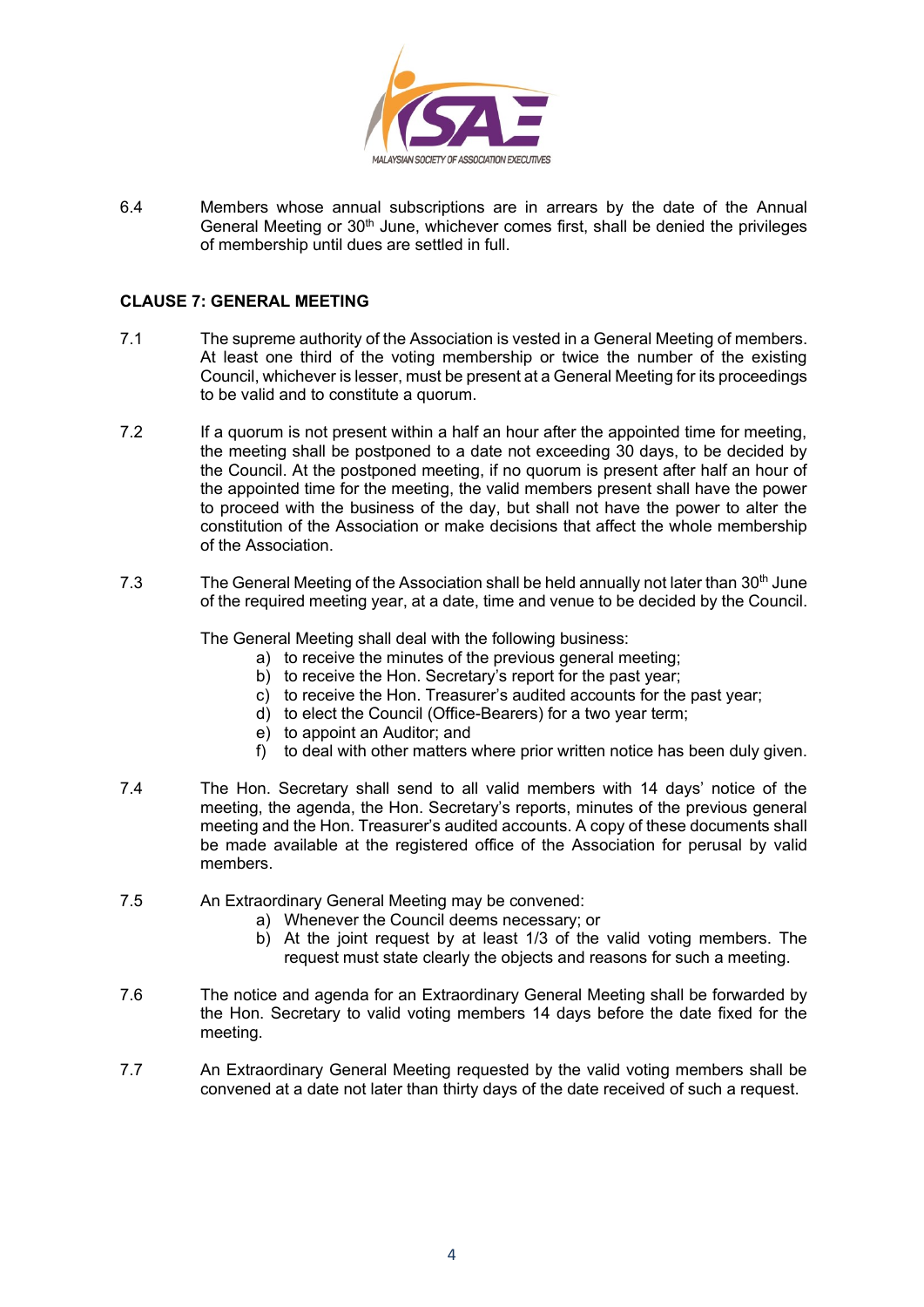6.4 Members whose annual subscriptions are in arrears by the date of the Annual General Meeting or 30th June, whichever comes first, shall be denied the privileges of membership until dues are settled in full.

## CLAUSE 7: GENERAL MEETING

7.1 The supreme authority of the Association is vested in a General Meeting of members. At least one third of the voting membership or twice the number of the existing Council, whichever is lesser, must be present at a General Meeting for its proceedings to be valid and to constitute a quorum.

7.2 If a quorum is not present within a half an hour after the appointed time for meeting, the meeting shall be postponed to a date not exceeding 30 days, to be decided by the Council. At the postponed meeting, if no quorum is present after half an hour of the appointed time for the meeting, the valid members present shall have the power to proceed with the business of the day, but shall not have the power to alter the constitution of the Association or make decisions that affect the whole membership of the Association.

7.3 The General Meeting of the Association shall be held annually not later than 30th June of the required meeting year, at a date, time and venue to be decided by the Council.

The General Meeting shall deal with the following business:

a) to receive the minutes of the previous general meeting;
b) to receive the Hon. Secretary's report for the past year;
c) to receive the Hon. Treasurer's audited accounts for the past year;
d) to elect the Council (Office-Bearers) for a two year term;
e) to appoint an Auditor; and
f) to deal with other matters where prior written notice has been duly given.

7.4 The Hon. Secretary shall send to all valid members with 14 days' notice of the meeting, the agenda, the Hon. Secretary's reports, minutes of the previous general meeting and the Hon. Treasurer's audited accounts. A copy of these documents shall be made available at the registered office of the Association for perusal by valid members.

7.5 An Extraordinary General Meeting may be convened:

a) Whenever the Council deems necessary; or
b) At the joint request by at least 1/3 of the valid voting members. The request must state clearly the objects and reasons for such a meeting.

7.6 The notice and agenda for an Extraordinary General Meeting shall be forwarded by the Hon. Secretary to valid voting members 14 days before the date fixed for the meeting.

7.7 An Extraordinary General Meeting requested by the valid voting members shall be convened at a date not later than thirty days of the date received of such a request.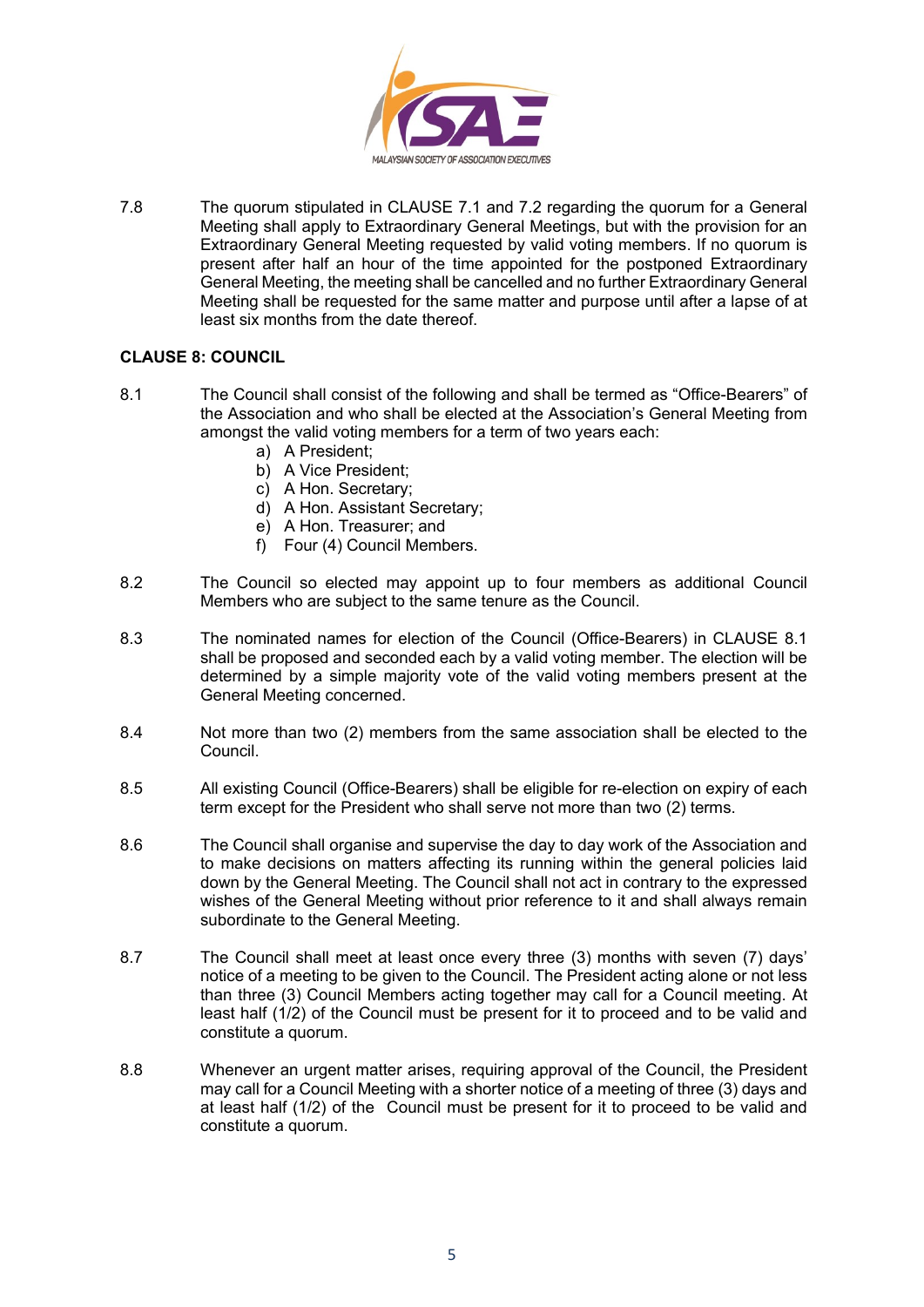7.8 The quorum stipulated in CLAUSE 7.1 and 7.2 regarding the quorum for a General Meeting shall apply to Extraordinary General Meetings, but with the provision for an Extraordinary General Meeting requested by valid voting members. If no quorum is present after half an hour of the time appointed for the postponed Extraordinary General Meeting, the meeting shall be cancelled and no further Extraordinary General Meeting shall be requested for the same matter and purpose until after a lapse of at least six months from the date thereof.

**CLAUSE 8: COUNCIL**

8.1 The Council shall consist of the following and shall be termed as "Office-Bearers" of the Association and who shall be elected at the Association's General Meeting from amongst the valid voting members for a term of two years each:

a) A President;
b) A Vice President;
c) A Hon. Secretary;
d) A Hon. Assistant Secretary;
e) A Hon. Treasurer; and
f) Four (4) Council Members.

8.2 The Council so elected may appoint up to four members as additional Council Members who are subject to the same tenure as the Council.

8.3 The nominated names for election of the Council (Office-Bearers) in CLAUSE 8.1 shall be proposed and seconded each by a valid voting member. The election will be determined by a simple majority vote of the valid voting members present at the General Meeting concerned.

8.4 Not more than two (2) members from the same association shall be elected to the Council.

8.5 All existing Council (Office-Bearers) shall be eligible for re-election on expiry of each term except for the President who shall serve not more than two (2) terms.

8.6 The Council shall organise and supervise the day to day work of the Association and to make decisions on matters affecting its running within the general policies laid down by the General Meeting. The Council shall not act in contrary to the expressed wishes of the General Meeting without prior reference to it and shall always remain subordinate to the General Meeting.

8.7 The Council shall meet at least once every three (3) months with seven (7) days' notice of a meeting to be given to the Council. The President acting alone or not less than three (3) Council Members acting together may call for a Council meeting. At least half (1/2) of the Council must be present for it to proceed and to be valid and constitute a quorum.

8.8 Whenever an urgent matter arises, requiring approval of the Council, the President may call for a Council Meeting with a shorter notice of a meeting of three (3) days and at least half (1/2) of the Council must be present for it to proceed to be valid and constitute a quorum.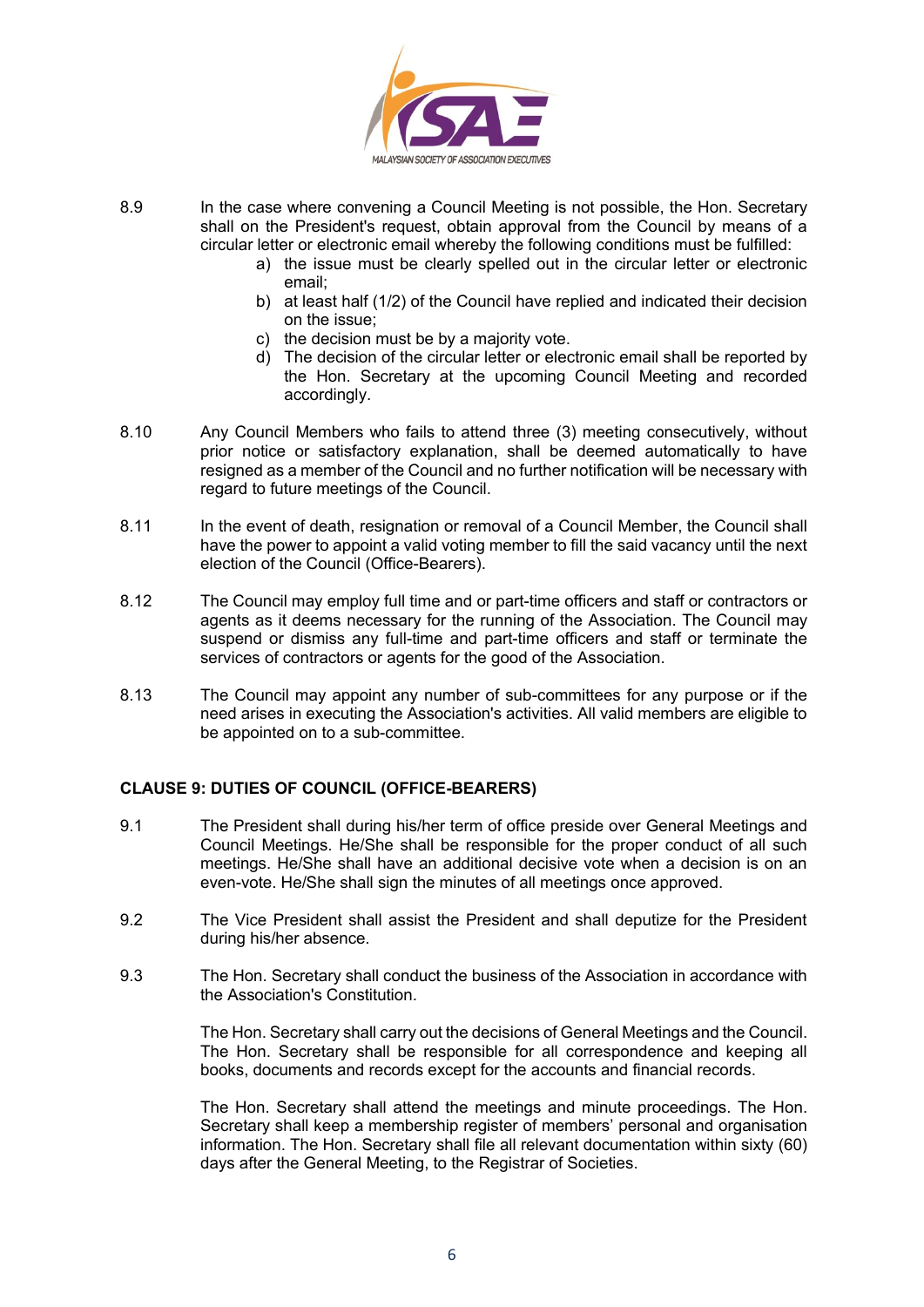8.9 In the case where convening a Council Meeting is not possible, the Hon. Secretary shall on the President's request, obtain approval from the Council by means of a circular letter or electronic email whereby the following conditions must be fulfilled:

a) the issue must be clearly spelled out in the circular letter or electronic email;
b) at least half (1/2) of the Council have replied and indicated their decision on the issue;
c) the decision must be by a majority vote.
d) The decision of the circular letter or electronic email shall be reported by the Hon. Secretary at the upcoming Council Meeting and recorded accordingly.

8.10 Any Council Members who fails to attend three (3) meeting consecutively, without prior notice or satisfactory explanation, shall be deemed automatically to have resigned as a member of the Council and no further notification will be necessary with regard to future meetings of the Council.

8.11 In the event of death, resignation or removal of a Council Member, the Council shall have the power to appoint a valid voting member to fill the said vacancy until the next election of the Council (Office-Bearers).

8.12 The Council may employ full time and or part-time officers and staff or contractors or agents as it deems necessary for the running of the Association. The Council may suspend or dismiss any full-time and part-time officers and staff or terminate the services of contractors or agents for the good of the Association.

8.13 The Council may appoint any number of sub-committees for any purpose or if the need arises in executing the Association's activities. All valid members are eligible to be appointed on to a sub-committee.

## CLAUSE 9: DUTIES OF COUNCIL (OFFICE-BEARERS)

9.1 The President shall during his/her term of office preside over General Meetings and Council Meetings. He/She shall be responsible for the proper conduct of all such meetings. He/She shall have an additional decisive vote when a decision is on an even-vote. He/She shall sign the minutes of all meetings once approved.

9.2 The Vice President shall assist the President and shall deputize for the President during his/her absence.

9.3 The Hon. Secretary shall conduct the business of the Association in accordance with the Association's Constitution.

The Hon. Secretary shall carry out the decisions of General Meetings and the Council. The Hon. Secretary shall be responsible for all correspondence and keeping all books, documents and records except for the accounts and financial records.

The Hon. Secretary shall attend the meetings and minute proceedings. The Hon. Secretary shall keep a membership register of members' personal and organisation information. The Hon. Secretary shall file all relevant documentation within sixty (60) days after the General Meeting, to the Registrar of Societies.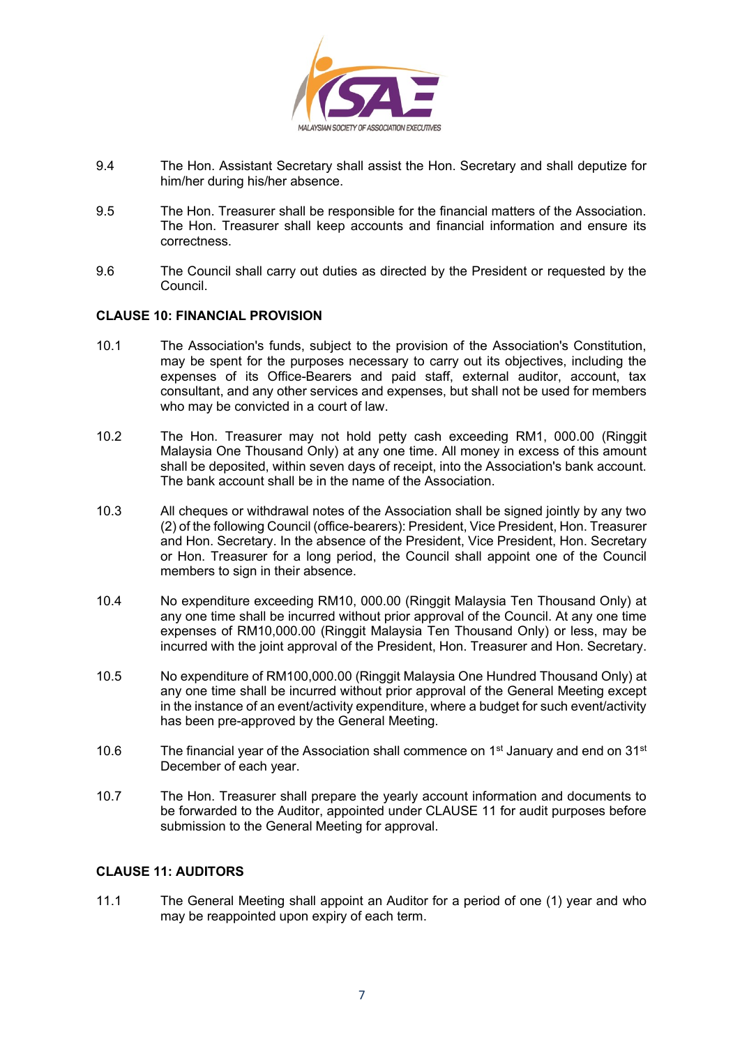9.4 The Hon. Assistant Secretary shall assist the Hon. Secretary and shall deputize for him/her during his/her absence.

9.5 The Hon. Treasurer shall be responsible for the financial matters of the Association. The Hon. Treasurer shall keep accounts and financial information and ensure its correctness.

9.6 The Council shall carry out duties as directed by the President or requested by the Council.

**CLAUSE 10: FINANCIAL PROVISION**

10.1 The Association's funds, subject to the provision of the Association's Constitution, may be spent for the purposes necessary to carry out its objectives, including the expenses of its Office-Bearers and paid staff, external auditor, account, tax consultant, and any other services and expenses, but shall not be used for members who may be convicted in a court of law.

10.2 The Hon. Treasurer may not hold petty cash exceeding RM1, 000.00 (Ringgit Malaysia One Thousand Only) at any one time. All money in excess of this amount shall be deposited, within seven days of receipt, into the Association's bank account. The bank account shall be in the name of the Association.

10.3 All cheques or withdrawal notes of the Association shall be signed jointly by any two (2) of the following Council (office-bearers): President, Vice President, Hon. Treasurer and Hon. Secretary. In the absence of the President, Vice President, Hon. Secretary or Hon. Treasurer for a long period, the Council shall appoint one of the Council members to sign in their absence.

10.4 No expenditure exceeding RM10, 000.00 (Ringgit Malaysia Ten Thousand Only) at any one time shall be incurred without prior approval of the Council. At any one time expenses of RM10,000.00 (Ringgit Malaysia Ten Thousand Only) or less, may be incurred with the joint approval of the President, Hon. Treasurer and Hon. Secretary.

10.5 No expenditure of RM100,000.00 (Ringgit Malaysia One Hundred Thousand Only) at any one time shall be incurred without prior approval of the General Meeting except in the instance of an event/activity expenditure, where a budget for such event/activity has been pre-approved by the General Meeting.

10.6 The financial year of the Association shall commence on 1st January and end on 31st December of each year.

10.7 The Hon. Treasurer shall prepare the yearly account information and documents to be forwarded to the Auditor, appointed under CLAUSE 11 for audit purposes before submission to the General Meeting for approval.

**CLAUSE 11: AUDITORS**

11.1 The General Meeting shall appoint an Auditor for a period of one (1) year and who may be reappointed upon expiry of each term.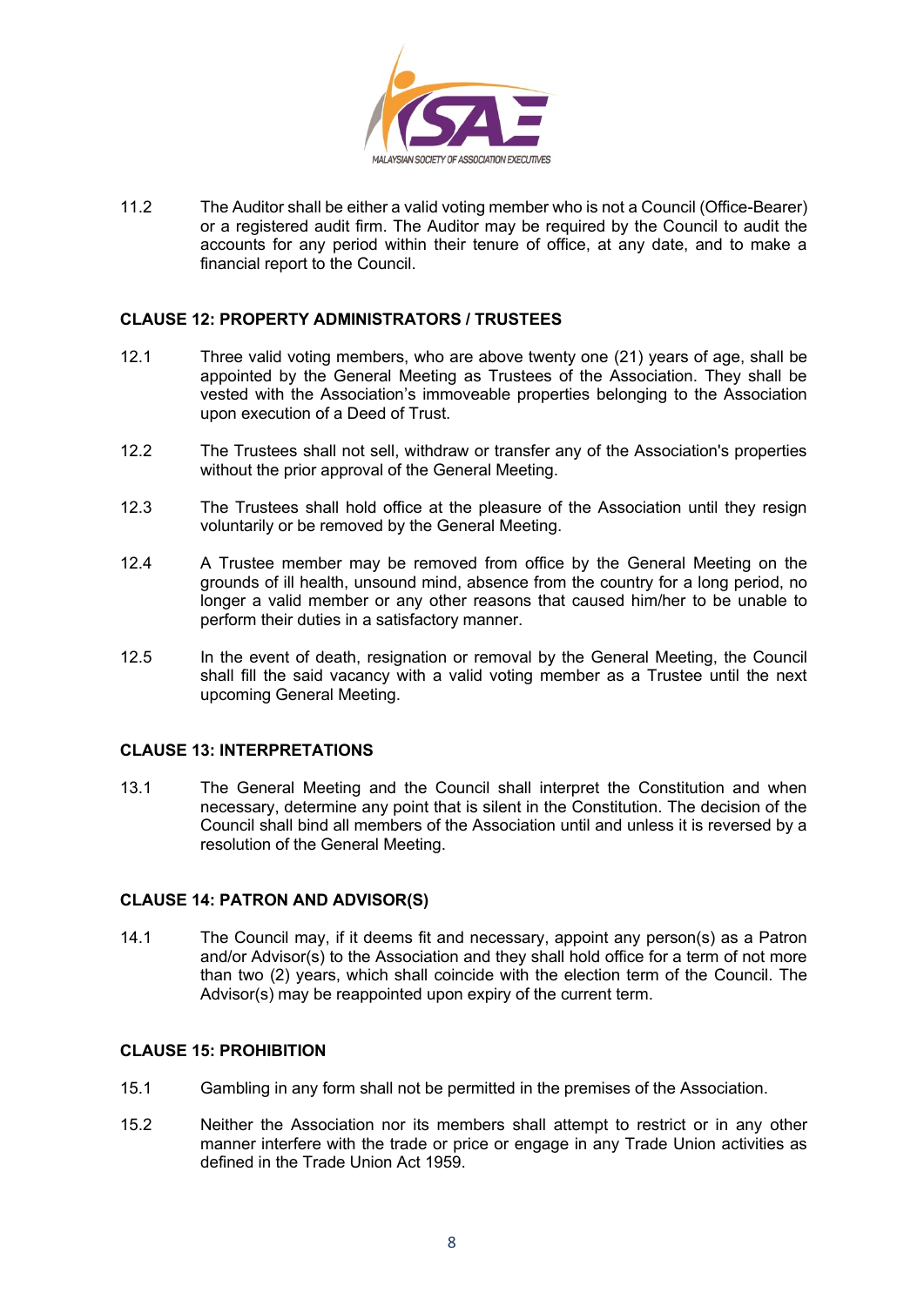11.2 The Auditor shall be either a valid voting member who is not a Council (Office-Bearer) or a registered audit firm. The Auditor may be required by the Council to audit the accounts for any period within their tenure of office, at any date, and to make a financial report to the Council.

### CLAUSE 12: PROPERTY ADMINISTRATORS / TRUSTEES

12.1 Three valid voting members, who are above twenty one (21) years of age, shall be appointed by the General Meeting as Trustees of the Association. They shall be vested with the Association's immoveable properties belonging to the Association upon execution of a Deed of Trust.

12.2 The Trustees shall not sell, withdraw or transfer any of the Association's properties without the prior approval of the General Meeting.

12.3 The Trustees shall hold office at the pleasure of the Association until they resign voluntarily or be removed by the General Meeting.

12.4 A Trustee member may be removed from office by the General Meeting on the grounds of ill health, unsound mind, absence from the country for a long period, no longer a valid member or any other reasons that caused him/her to be unable to perform their duties in a satisfactory manner.

12.5 In the event of death, resignation or removal by the General Meeting, the Council shall fill the said vacancy with a valid voting member as a Trustee until the next upcoming General Meeting.

### CLAUSE 13: INTERPRETATIONS

13.1 The General Meeting and the Council shall interpret the Constitution and when necessary, determine any point that is silent in the Constitution. The decision of the Council shall bind all members of the Association until and unless it is reversed by a resolution of the General Meeting.

### CLAUSE 14: PATRON AND ADVISOR(S)

14.1 The Council may, if it deems fit and necessary, appoint any person(s) as a Patron and/or Advisor(s) to the Association and they shall hold office for a term of not more than two (2) years, which shall coincide with the election term of the Council. The Advisor(s) may be reappointed upon expiry of the current term.

### CLAUSE 15: PROHIBITION

15.1 Gambling in any form shall not be permitted in the premises of the Association.

15.2 Neither the Association nor its members shall attempt to restrict or in any other manner interfere with the trade or price or engage in any Trade Union activities as defined in the Trade Union Act 1959.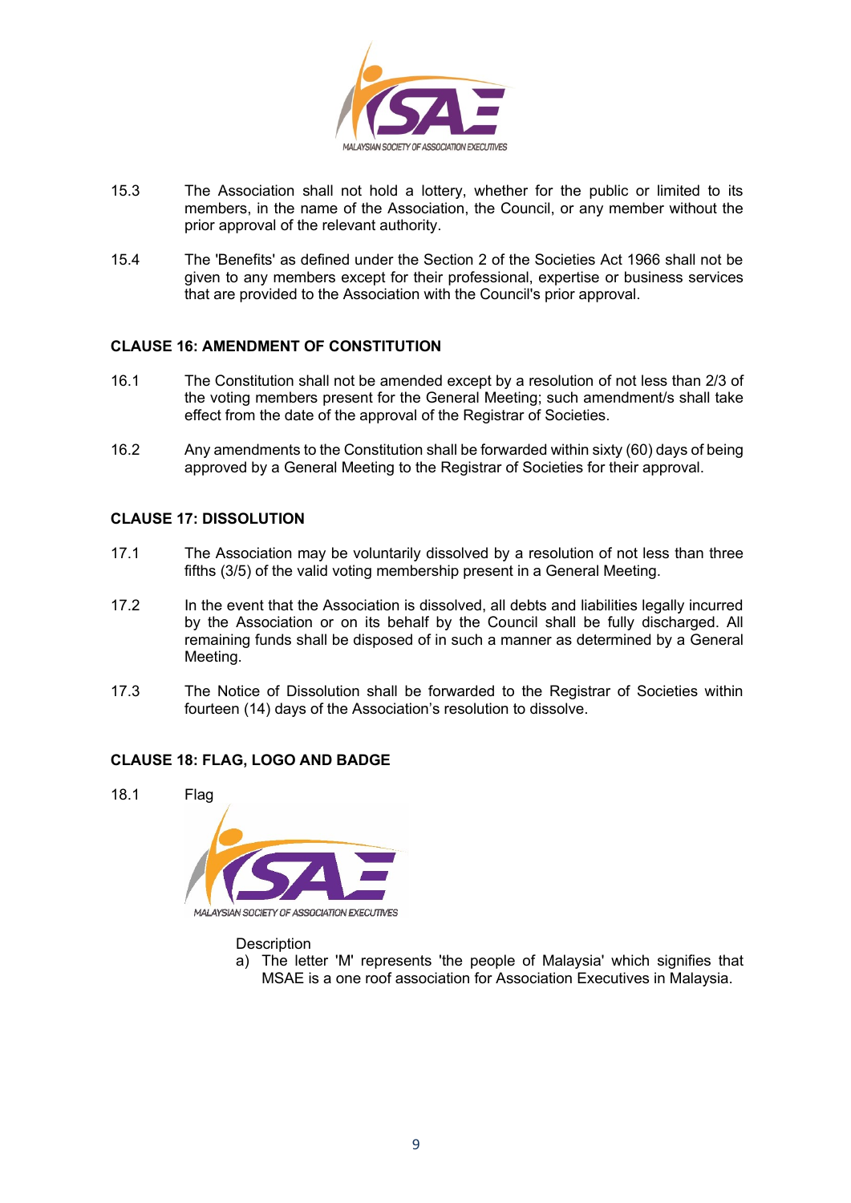15.3 The Association shall not hold a lottery, whether for the public or limited to its members, in the name of the Association, the Council, or any member without the prior approval of the relevant authority.

15.4 The 'Benefits' as defined under the Section 2 of the Societies Act 1966 shall not be given to any members except for their professional, expertise or business services that are provided to the Association with the Council's prior approval.

### CLAUSE 16: AMENDMENT OF CONSTITUTION

16.1 The Constitution shall not be amended except by a resolution of not less than 2/3 of the voting members present for the General Meeting; such amendment/s shall take effect from the date of the approval of the Registrar of Societies.

16.2 Any amendments to the Constitution shall be forwarded within sixty (60) days of being approved by a General Meeting to the Registrar of Societies for their approval.

### CLAUSE 17: DISSOLUTION

17.1 The Association may be voluntarily dissolved by a resolution of not less than three fifths (3/5) of the valid voting membership present in a General Meeting.

17.2 In the event that the Association is dissolved, all debts and liabilities legally incurred by the Association or on its behalf by the Council shall be fully discharged. All remaining funds shall be disposed of in such a manner as determined by a General Meeting.

17.3 The Notice of Dissolution shall be forwarded to the Registrar of Societies within fourteen (14) days of the Association's resolution to dissolve.

### CLAUSE 18: FLAG, LOGO AND BADGE

18.1 Flag

Description

a) The letter 'M' represents 'the people of Malaysia' which signifies that MSAE is a one roof association for Association Executives in Malaysia.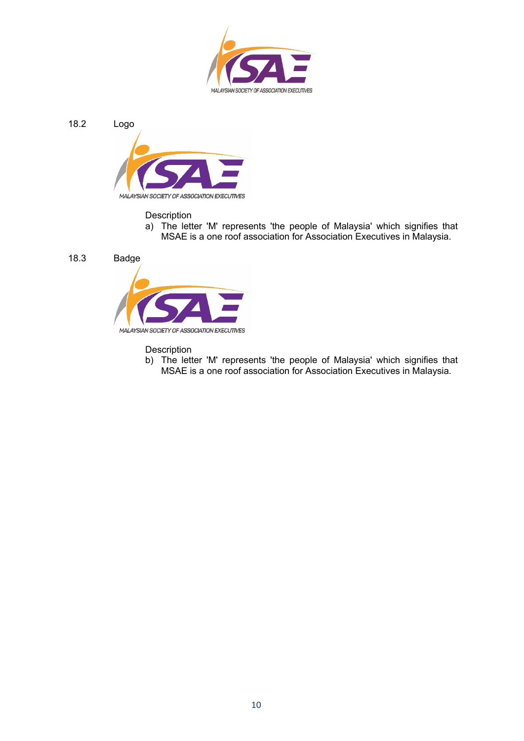18.2 Logo

MALAYSIAN SOCIETY OF ASSOCIATION EXECUTIVES

Description

a) The letter 'M' represents 'the people of Malaysia' which signifies that MSAE is a one roof association for Association Executives in Malaysia.

18.3 Badge

MALAYSIAN SOCIETY OF ASSOCIATION EXECUTIVES

Description

b) The letter 'M' represents 'the people of Malaysia' which signifies that MSAE is a one roof association for Association Executives in Malaysia.